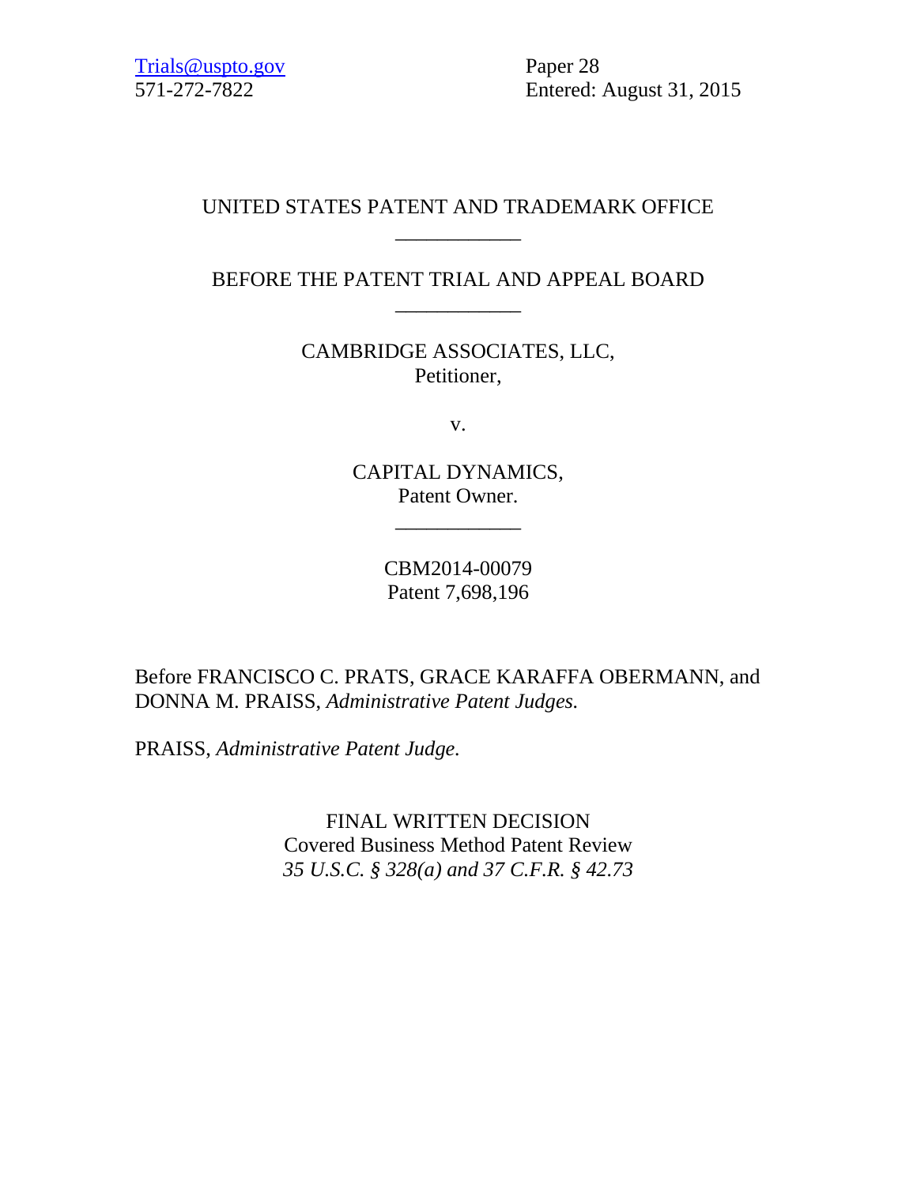Trials@uspto.gov
571-272-7822

Paper 28
Entered: August 31, 2015

UNITED STATES PATENT AND TRADEMARK OFFICE

____________

BEFORE THE PATENT TRIAL AND APPEAL BOARD

____________

CAMBRIDGE ASSOCIATES, LLC,
Petitioner,

v.

CAPITAL DYNAMICS,
Patent Owner.

____________

CBM2014-00079
Patent 7,698,196

Before FRANCISCO C. PRATS, GRACE KARAFFA OBERMANN, and DONNA M. PRAISS, *Administrative Patent Judges.*

PRAISS, *Administrative Patent Judge.*

FINAL WRITTEN DECISION
Covered Business Method Patent Review
*35 U.S.C. § 328(a) and 37 C.F.R. § 42.73*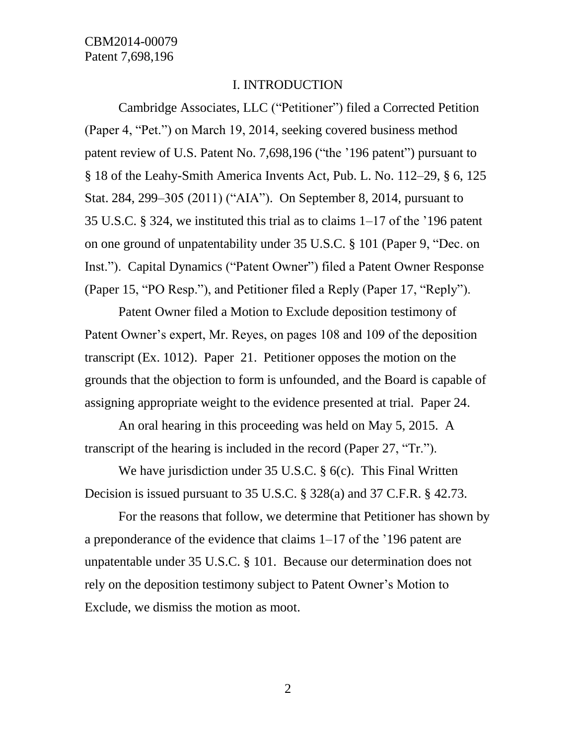# I. INTRODUCTION

Cambridge Associates, LLC ("Petitioner") filed a Corrected Petition (Paper 4, "Pet.") on March 19, 2014, seeking covered business method patent review of U.S. Patent No. 7,698,196 ("the '196 patent") pursuant to § 18 of the Leahy-Smith America Invents Act, Pub. L. No. 112–29, § 6, 125 Stat. 284, 299–305 (2011) ("AIA"). On September 8, 2014, pursuant to 35 U.S.C. § 324, we instituted this trial as to claims 1–17 of the '196 patent on one ground of unpatentability under 35 U.S.C. § 101 (Paper 9, "Dec. on Inst."). Capital Dynamics ("Patent Owner") filed a Patent Owner Response (Paper 15, "PO Resp."), and Petitioner filed a Reply (Paper 17, "Reply").

Patent Owner filed a Motion to Exclude deposition testimony of Patent Owner's expert, Mr. Reyes, on pages 108 and 109 of the deposition transcript (Ex. 1012). Paper 21. Petitioner opposes the motion on the grounds that the objection to form is unfounded, and the Board is capable of assigning appropriate weight to the evidence presented at trial. Paper 24.

An oral hearing in this proceeding was held on May 5, 2015. A transcript of the hearing is included in the record (Paper 27, "Tr.").

We have jurisdiction under 35 U.S.C. § 6(c). This Final Written Decision is issued pursuant to 35 U.S.C. § 328(a) and 37 C.F.R. § 42.73.

For the reasons that follow, we determine that Petitioner has shown by a preponderance of the evidence that claims 1–17 of the '196 patent are unpatentable under 35 U.S.C. § 101. Because our determination does not rely on the deposition testimony subject to Patent Owner's Motion to Exclude, we dismiss the motion as moot.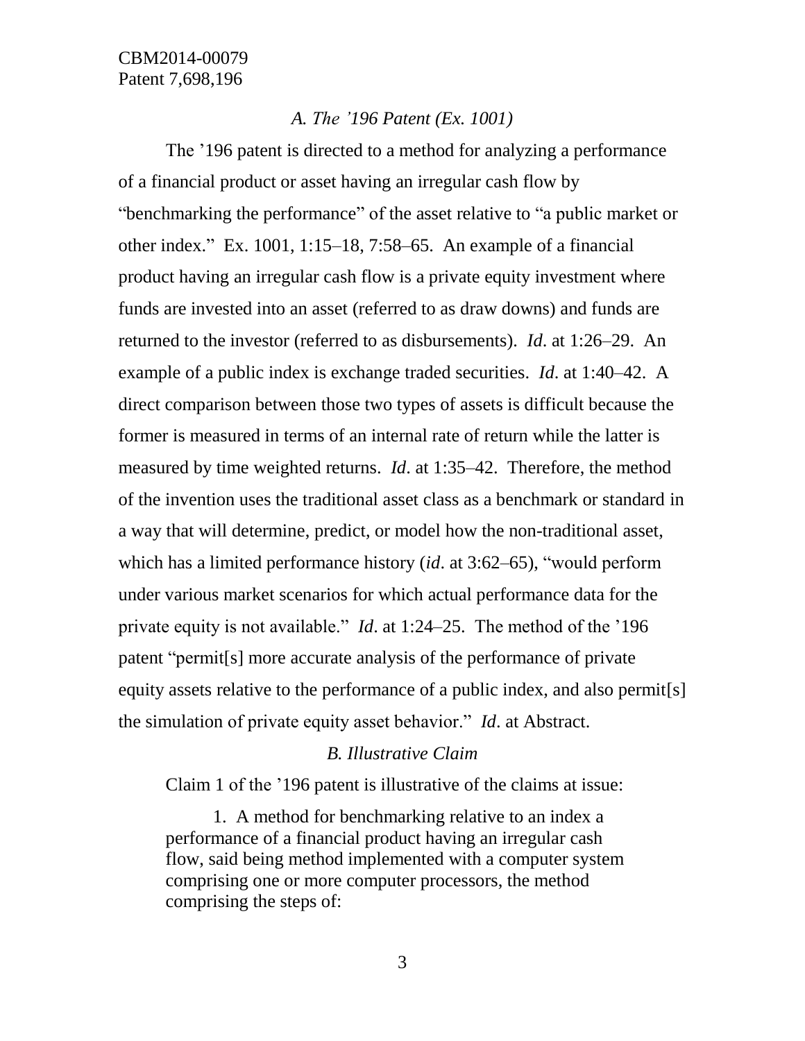*A. The '196 Patent (Ex. 1001)*

The '196 patent is directed to a method for analyzing a performance of a financial product or asset having an irregular cash flow by "benchmarking the performance" of the asset relative to "a public market or other index." Ex. 1001, 1:15–18, 7:58–65. An example of a financial product having an irregular cash flow is a private equity investment where funds are invested into an asset (referred to as draw downs) and funds are returned to the investor (referred to as disbursements). *Id*. at 1:26–29. An example of a public index is exchange traded securities. *Id*. at 1:40–42. A direct comparison between those two types of assets is difficult because the former is measured in terms of an internal rate of return while the latter is measured by time weighted returns. *Id*. at 1:35–42. Therefore, the method of the invention uses the traditional asset class as a benchmark or standard in a way that will determine, predict, or model how the non-traditional asset, which has a limited performance history (*id*. at 3:62–65), "would perform under various market scenarios for which actual performance data for the private equity is not available." *Id*. at 1:24–25. The method of the '196 patent "permit[s] more accurate analysis of the performance of private equity assets relative to the performance of a public index, and also permit[s] the simulation of private equity asset behavior." *Id*. at Abstract.

*B. Illustrative Claim*

Claim 1 of the '196 patent is illustrative of the claims at issue:

> 1. A method for benchmarking relative to an index a performance of a financial product having an irregular cash flow, said being method implemented with a computer system comprising one or more computer processors, the method comprising the steps of: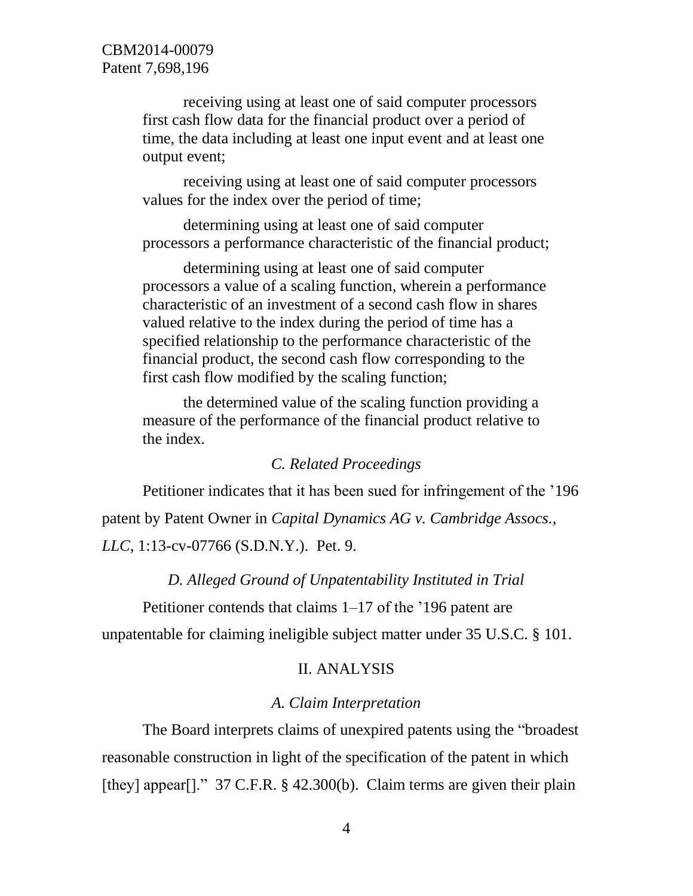receiving using at least one of said computer processors first cash flow data for the financial product over a period of time, the data including at least one input event and at least one output event;

receiving using at least one of said computer processors values for the index over the period of time;

determining using at least one of said computer processors a performance characteristic of the financial product;

determining using at least one of said computer processors a value of a scaling function, wherein a performance characteristic of an investment of a second cash flow in shares valued relative to the index during the period of time has a specified relationship to the performance characteristic of the financial product, the second cash flow corresponding to the first cash flow modified by the scaling function;

the determined value of the scaling function providing a measure of the performance of the financial product relative to the index.

### *C. Related Proceedings*

Petitioner indicates that it has been sued for infringement of the ’196 patent by Patent Owner in *Capital Dynamics AG v. Cambridge Assocs., LLC*, 1:13-cv-07766 (S.D.N.Y.). Pet. 9.

### *D. Alleged Ground of Unpatentability Instituted in Trial*

Petitioner contends that claims 1–17 of the ’196 patent are unpatentable for claiming ineligible subject matter under 35 U.S.C. § 101.

## II. ANALYSIS

### *A. Claim Interpretation*

The Board interprets claims of unexpired patents using the “broadest reasonable construction in light of the specification of the patent in which [they] appear[].” 37 C.F.R. § 42.300(b). Claim terms are given their plain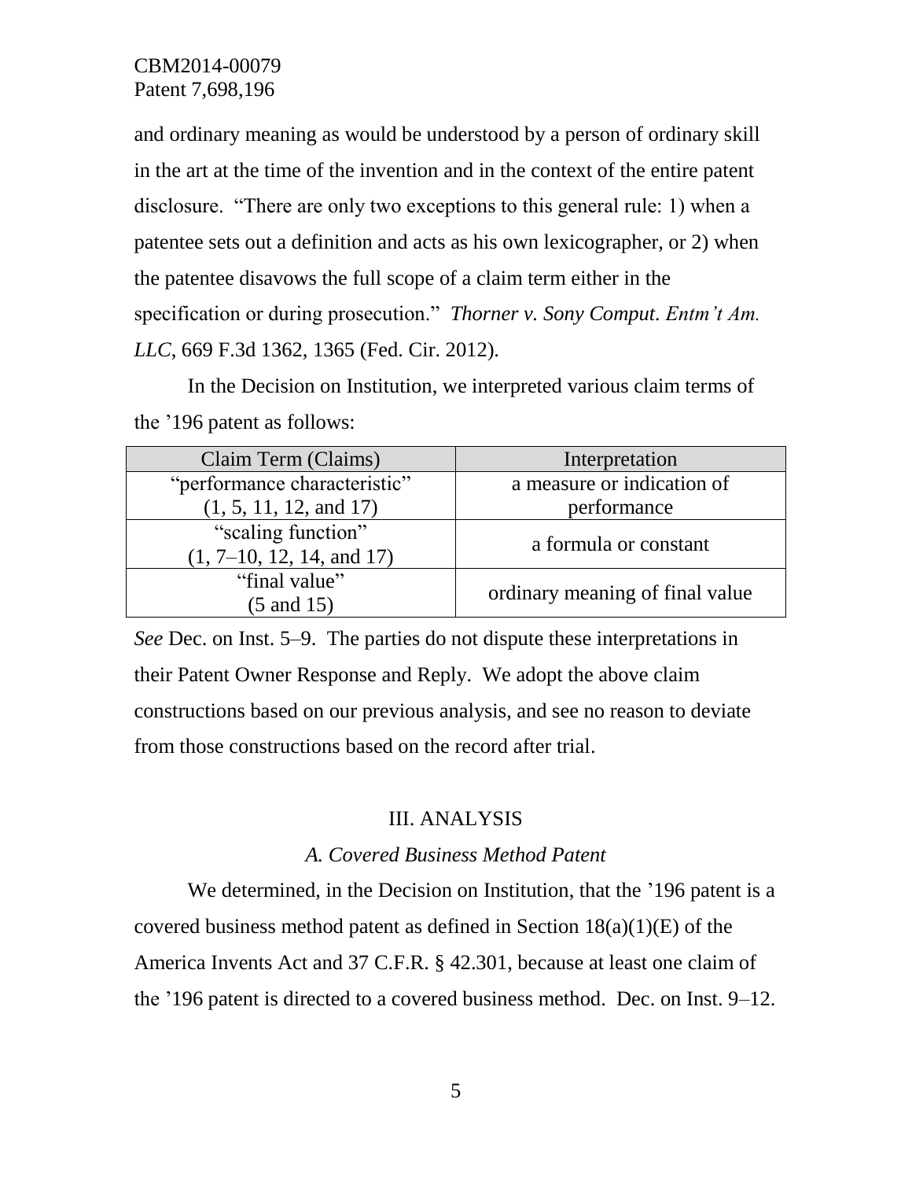and ordinary meaning as would be understood by a person of ordinary skill in the art at the time of the invention and in the context of the entire patent disclosure. "There are only two exceptions to this general rule: 1) when a patentee sets out a definition and acts as his own lexicographer, or 2) when the patentee disavows the full scope of a claim term either in the specification or during prosecution." *Thorner v. Sony Comput. Entm't Am. LLC*, 669 F.3d 1362, 1365 (Fed. Cir. 2012).

In the Decision on Institution, we interpreted various claim terms of the '196 patent as follows:

| Claim Term (Claims) | Interpretation |
| --- | --- |
| "performance characteristic" (1, 5, 11, 12, and 17) | a measure or indication of performance |
| "scaling function" (1, 7–10, 12, 14, and 17) | a formula or constant |
| "final value" (5 and 15) | ordinary meaning of final value |

*See* Dec. on Inst. 5–9. The parties do not dispute these interpretations in their Patent Owner Response and Reply. We adopt the above claim constructions based on our previous analysis, and see no reason to deviate from those constructions based on the record after trial.

## III. ANALYSIS

### *A. Covered Business Method Patent*

We determined, in the Decision on Institution, that the '196 patent is a covered business method patent as defined in Section 18(a)(1)(E) of the America Invents Act and 37 C.F.R. § 42.301, because at least one claim of the '196 patent is directed to a covered business method. Dec. on Inst. 9–12.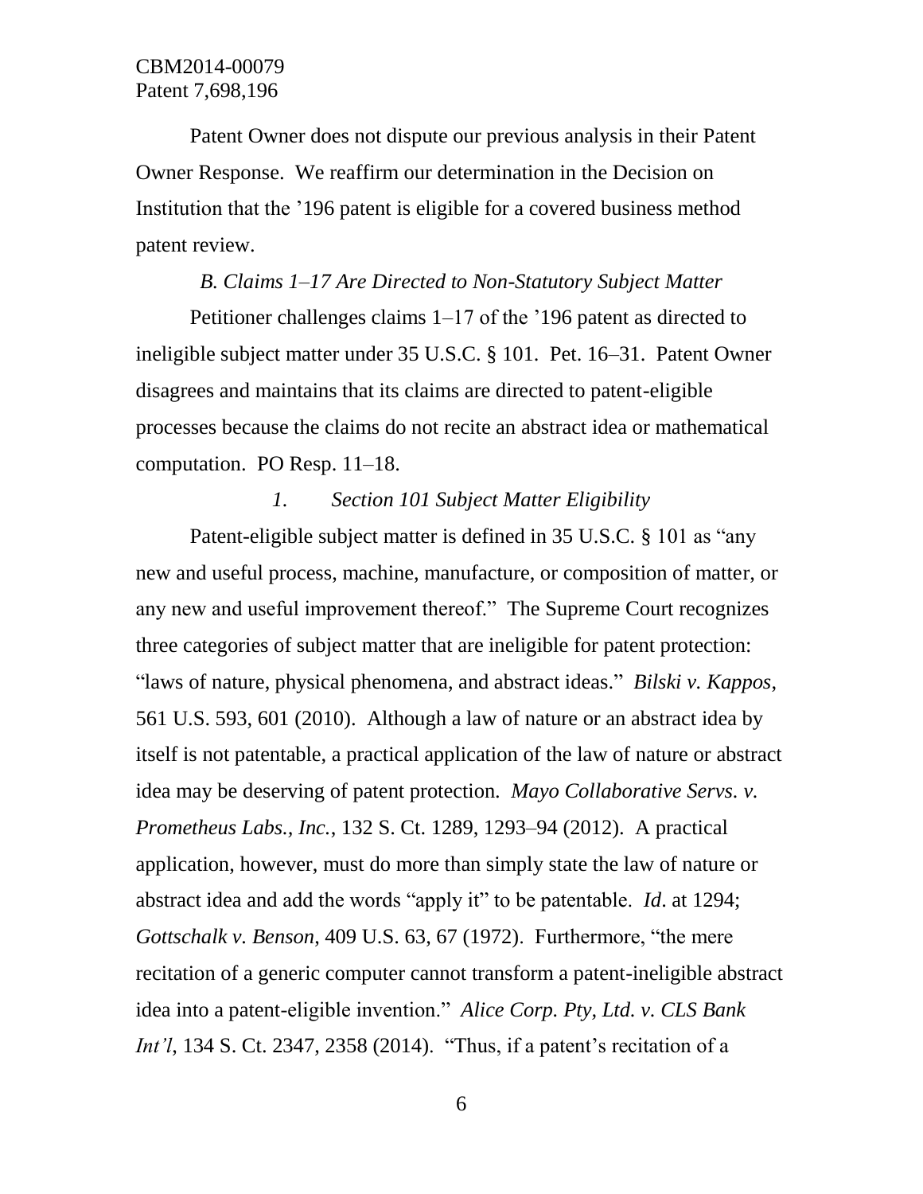Patent Owner does not dispute our previous analysis in their Patent Owner Response. We reaffirm our determination in the Decision on Institution that the '196 patent is eligible for a covered business method patent review.

### *B. Claims 1–17 Are Directed to Non-Statutory Subject Matter*

Petitioner challenges claims 1–17 of the '196 patent as directed to ineligible subject matter under 35 U.S.C. § 101. Pet. 16–31. Patent Owner disagrees and maintains that its claims are directed to patent-eligible processes because the claims do not recite an abstract idea or mathematical computation. PO Resp. 11–18.

#### *1. Section 101 Subject Matter Eligibility*

Patent-eligible subject matter is defined in 35 U.S.C. § 101 as "any new and useful process, machine, manufacture, or composition of matter, or any new and useful improvement thereof." The Supreme Court recognizes three categories of subject matter that are ineligible for patent protection: "laws of nature, physical phenomena, and abstract ideas." *Bilski v. Kappos*, 561 U.S. 593, 601 (2010). Although a law of nature or an abstract idea by itself is not patentable, a practical application of the law of nature or abstract idea may be deserving of patent protection. *Mayo Collaborative Servs. v. Prometheus Labs., Inc.*, 132 S. Ct. 1289, 1293–94 (2012). A practical application, however, must do more than simply state the law of nature or abstract idea and add the words "apply it" to be patentable. *Id*. at 1294; *Gottschalk v. Benson*, 409 U.S. 63, 67 (1972). Furthermore, "the mere recitation of a generic computer cannot transform a patent-ineligible abstract idea into a patent-eligible invention." *Alice Corp. Pty, Ltd. v. CLS Bank Int'l*, 134 S. Ct. 2347, 2358 (2014). "Thus, if a patent's recitation of a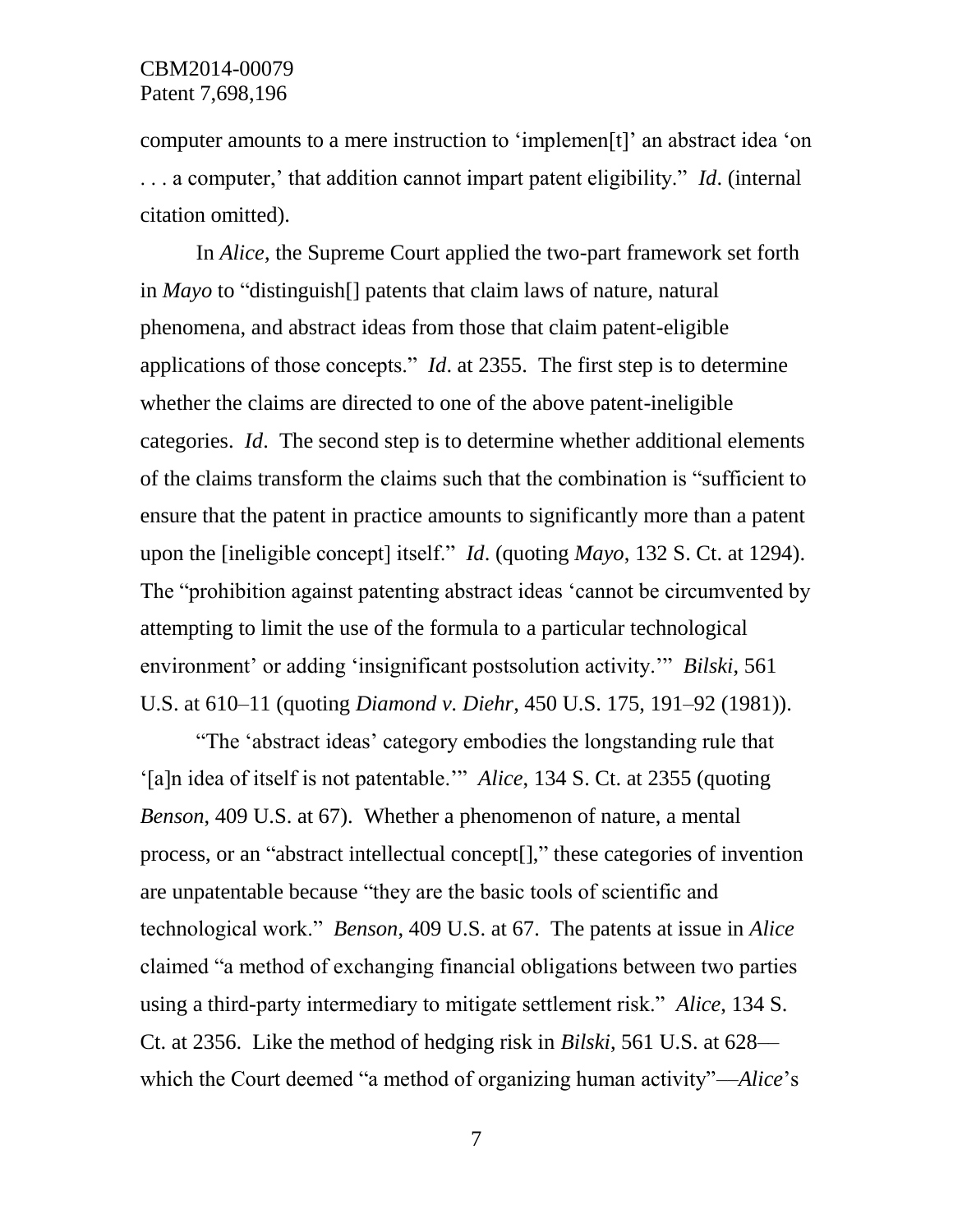computer amounts to a mere instruction to 'implemen[t]' an abstract idea 'on . . . a computer,' that addition cannot impart patent eligibility." *Id*. (internal citation omitted).

In *Alice*, the Supreme Court applied the two-part framework set forth in *Mayo* to "distinguish[] patents that claim laws of nature, natural phenomena, and abstract ideas from those that claim patent-eligible applications of those concepts." *Id*. at 2355. The first step is to determine whether the claims are directed to one of the above patent-ineligible categories. *Id*. The second step is to determine whether additional elements of the claims transform the claims such that the combination is "sufficient to ensure that the patent in practice amounts to significantly more than a patent upon the [ineligible concept] itself." *Id*. (quoting *Mayo*, 132 S. Ct. at 1294). The "prohibition against patenting abstract ideas 'cannot be circumvented by attempting to limit the use of the formula to a particular technological environment' or adding 'insignificant postsolution activity.'" *Bilski*, 561 U.S. at 610–11 (quoting *Diamond v. Diehr*, 450 U.S. 175, 191–92 (1981)).

"The 'abstract ideas' category embodies the longstanding rule that '[a]n idea of itself is not patentable.'" *Alice*, 134 S. Ct. at 2355 (quoting *Benson*, 409 U.S. at 67). Whether a phenomenon of nature, a mental process, or an "abstract intellectual concept[]," these categories of invention are unpatentable because "they are the basic tools of scientific and technological work." *Benson*, 409 U.S. at 67. The patents at issue in *Alice* claimed "a method of exchanging financial obligations between two parties using a third-party intermediary to mitigate settlement risk." *Alice*, 134 S. Ct. at 2356. Like the method of hedging risk in *Bilski*, 561 U.S. at 628—which the Court deemed "a method of organizing human activity"—*Alice*'s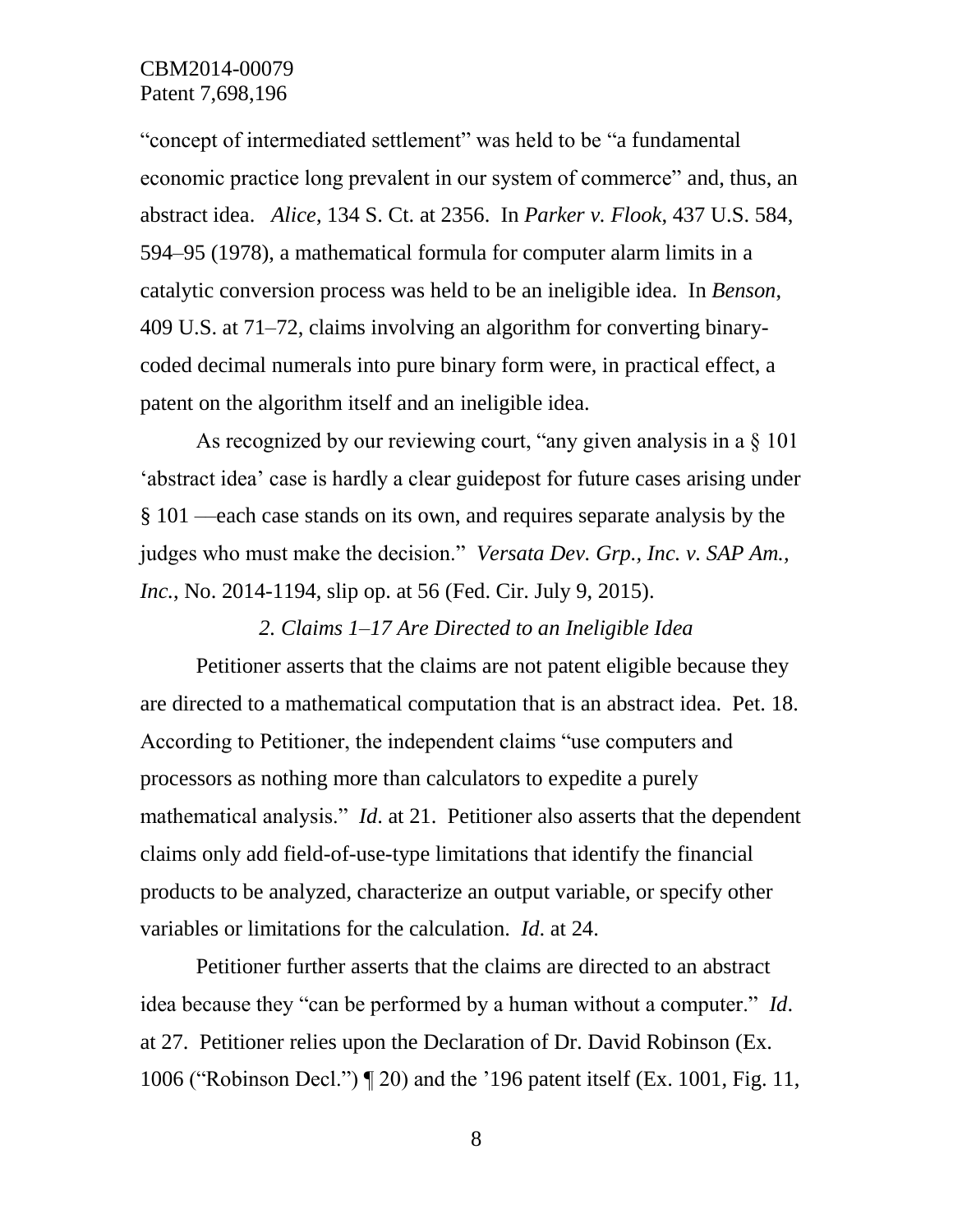"concept of intermediated settlement" was held to be "a fundamental economic practice long prevalent in our system of commerce" and, thus, an abstract idea. *Alice,* 134 S. Ct. at 2356. In *Parker v. Flook,* 437 U.S. 584, 594–95 (1978), a mathematical formula for computer alarm limits in a catalytic conversion process was held to be an ineligible idea. In *Benson*, 409 U.S. at 71–72, claims involving an algorithm for converting binary-coded decimal numerals into pure binary form were, in practical effect, a patent on the algorithm itself and an ineligible idea.

As recognized by our reviewing court, "any given analysis in a § 101 'abstract idea' case is hardly a clear guidepost for future cases arising under § 101 —each case stands on its own, and requires separate analysis by the judges who must make the decision." *Versata Dev. Grp., Inc. v. SAP Am., Inc.*, No. 2014-1194, slip op. at 56 (Fed. Cir. July 9, 2015).

### *2. Claims 1–17 Are Directed to an Ineligible Idea*

Petitioner asserts that the claims are not patent eligible because they are directed to a mathematical computation that is an abstract idea. Pet. 18. According to Petitioner, the independent claims "use computers and processors as nothing more than calculators to expedite a purely mathematical analysis." *Id*. at 21. Petitioner also asserts that the dependent claims only add field-of-use-type limitations that identify the financial products to be analyzed, characterize an output variable, or specify other variables or limitations for the calculation. *Id*. at 24.

Petitioner further asserts that the claims are directed to an abstract idea because they "can be performed by a human without a computer." *Id*. at 27. Petitioner relies upon the Declaration of Dr. David Robinson (Ex. 1006 ("Robinson Decl.") ¶ 20) and the '196 patent itself (Ex. 1001, Fig. 11,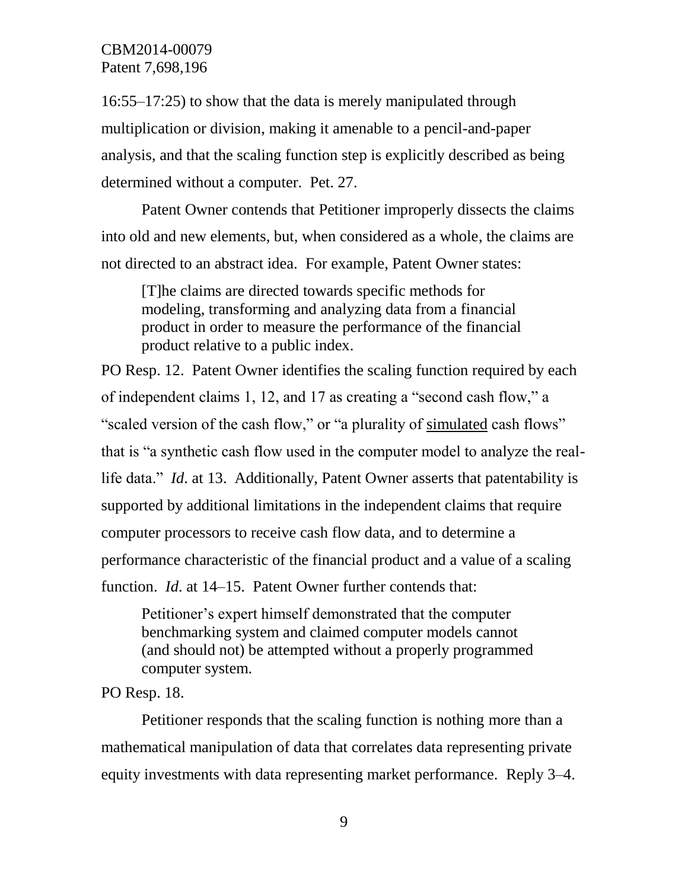16:55–17:25) to show that the data is merely manipulated through multiplication or division, making it amenable to a pencil-and-paper analysis, and that the scaling function step is explicitly described as being determined without a computer. Pet. 27.

Patent Owner contends that Petitioner improperly dissects the claims into old and new elements, but, when considered as a whole, the claims are not directed to an abstract idea. For example, Patent Owner states:

> [T]he claims are directed towards specific methods for modeling, transforming and analyzing data from a financial product in order to measure the performance of the financial product relative to a public index.

PO Resp. 12. Patent Owner identifies the scaling function required by each of independent claims 1, 12, and 17 as creating a "second cash flow," a "scaled version of the cash flow," or "a plurality of <u>simulated</u> cash flows" that is "a synthetic cash flow used in the computer model to analyze the real-life data." *Id*. at 13. Additionally, Patent Owner asserts that patentability is supported by additional limitations in the independent claims that require computer processors to receive cash flow data, and to determine a performance characteristic of the financial product and a value of a scaling function. *Id*. at 14–15. Patent Owner further contends that:

> Petitioner's expert himself demonstrated that the computer benchmarking system and claimed computer models cannot (and should not) be attempted without a properly programmed computer system.

PO Resp. 18.

Petitioner responds that the scaling function is nothing more than a mathematical manipulation of data that correlates data representing private equity investments with data representing market performance. Reply 3–4.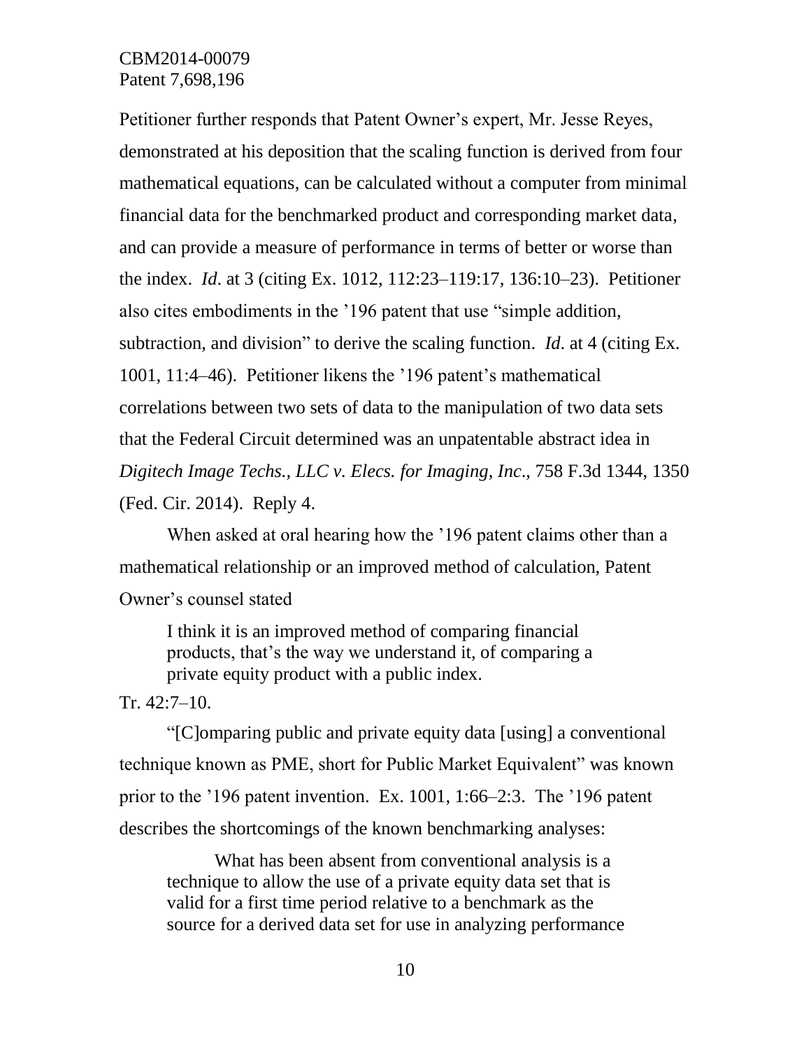Petitioner further responds that Patent Owner's expert, Mr. Jesse Reyes, demonstrated at his deposition that the scaling function is derived from four mathematical equations, can be calculated without a computer from minimal financial data for the benchmarked product and corresponding market data, and can provide a measure of performance in terms of better or worse than the index. *Id*. at 3 (citing Ex. 1012, 112:23–119:17, 136:10–23). Petitioner also cites embodiments in the '196 patent that use "simple addition, subtraction, and division" to derive the scaling function. *Id*. at 4 (citing Ex. 1001, 11:4–46). Petitioner likens the '196 patent's mathematical correlations between two sets of data to the manipulation of two data sets that the Federal Circuit determined was an unpatentable abstract idea in *Digitech Image Techs., LLC v. Elecs. for Imaging, Inc*., 758 F.3d 1344, 1350 (Fed. Cir. 2014). Reply 4.

When asked at oral hearing how the '196 patent claims other than a mathematical relationship or an improved method of calculation, Patent Owner's counsel stated

> I think it is an improved method of comparing financial products, that's the way we understand it, of comparing a private equity product with a public index.

Tr. 42:7–10.

"[C]omparing public and private equity data [using] a conventional technique known as PME, short for Public Market Equivalent" was known prior to the '196 patent invention. Ex. 1001, 1:66–2:3. The '196 patent describes the shortcomings of the known benchmarking analyses:

> What has been absent from conventional analysis is a technique to allow the use of a private equity data set that is valid for a first time period relative to a benchmark as the source for a derived data set for use in analyzing performance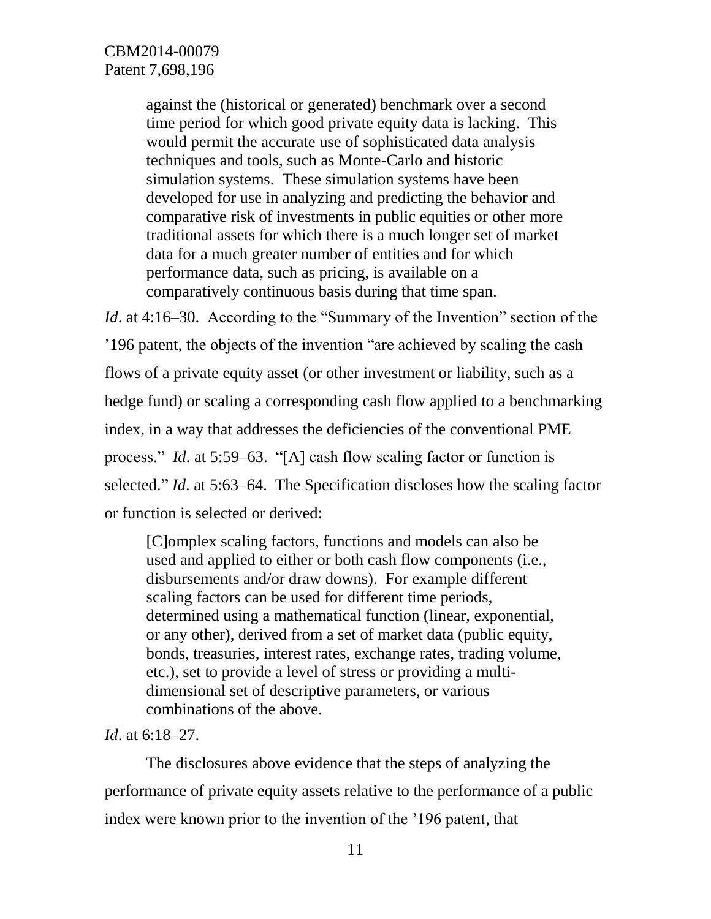> against the (historical or generated) benchmark over a second time period for which good private equity data is lacking. This would permit the accurate use of sophisticated data analysis techniques and tools, such as Monte-Carlo and historic simulation systems. These simulation systems have been developed for use in analyzing and predicting the behavior and comparative risk of investments in public equities or other more traditional assets for which there is a much longer set of market data for a much greater number of entities and for which performance data, such as pricing, is available on a comparatively continuous basis during that time span.

*Id*. at 4:16–30. According to the "Summary of the Invention" section of the '196 patent, the objects of the invention "are achieved by scaling the cash flows of a private equity asset (or other investment or liability, such as a hedge fund) or scaling a corresponding cash flow applied to a benchmarking index, in a way that addresses the deficiencies of the conventional PME process." *Id*. at 5:59–63. "[A] cash flow scaling factor or function is selected." *Id*. at 5:63–64. The Specification discloses how the scaling factor or function is selected or derived:

> [C]omplex scaling factors, functions and models can also be used and applied to either or both cash flow components (i.e., disbursements and/or draw downs). For example different scaling factors can be used for different time periods, determined using a mathematical function (linear, exponential, or any other), derived from a set of market data (public equity, bonds, treasuries, interest rates, exchange rates, trading volume, etc.), set to provide a level of stress or providing a multi-dimensional set of descriptive parameters, or various combinations of the above.

*Id*. at 6:18–27.

The disclosures above evidence that the steps of analyzing the performance of private equity assets relative to the performance of a public index were known prior to the invention of the '196 patent, that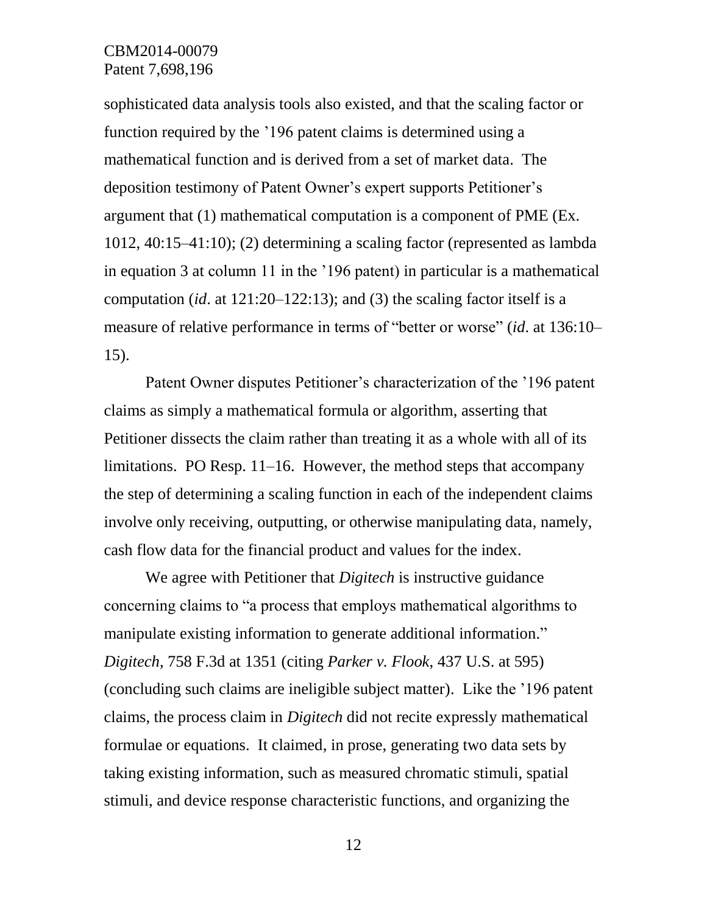sophisticated data analysis tools also existed, and that the scaling factor or function required by the '196 patent claims is determined using a mathematical function and is derived from a set of market data. The deposition testimony of Patent Owner's expert supports Petitioner's argument that (1) mathematical computation is a component of PME (Ex. 1012, 40:15–41:10); (2) determining a scaling factor (represented as lambda in equation 3 at column 11 in the '196 patent) in particular is a mathematical computation (*id*. at 121:20–122:13); and (3) the scaling factor itself is a measure of relative performance in terms of "better or worse" (*id*. at 136:10–15).

Patent Owner disputes Petitioner's characterization of the '196 patent claims as simply a mathematical formula or algorithm, asserting that Petitioner dissects the claim rather than treating it as a whole with all of its limitations. PO Resp. 11–16. However, the method steps that accompany the step of determining a scaling function in each of the independent claims involve only receiving, outputting, or otherwise manipulating data, namely, cash flow data for the financial product and values for the index.

We agree with Petitioner that *Digitech* is instructive guidance concerning claims to "a process that employs mathematical algorithms to manipulate existing information to generate additional information." *Digitech*, 758 F.3d at 1351 (citing *Parker v. Flook*, 437 U.S. at 595) (concluding such claims are ineligible subject matter). Like the '196 patent claims, the process claim in *Digitech* did not recite expressly mathematical formulae or equations. It claimed, in prose, generating two data sets by taking existing information, such as measured chromatic stimuli, spatial stimuli, and device response characteristic functions, and organizing the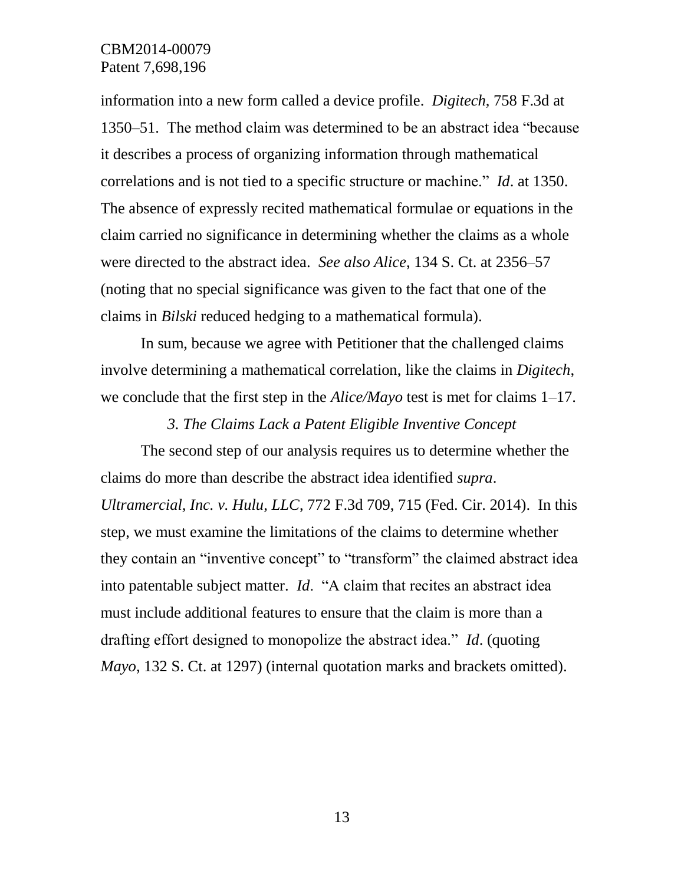information into a new form called a device profile. *Digitech*, 758 F.3d at 1350–51. The method claim was determined to be an abstract idea "because it describes a process of organizing information through mathematical correlations and is not tied to a specific structure or machine." *Id*. at 1350. The absence of expressly recited mathematical formulae or equations in the claim carried no significance in determining whether the claims as a whole were directed to the abstract idea. *See also Alice*, 134 S. Ct. at 2356–57 (noting that no special significance was given to the fact that one of the claims in *Bilski* reduced hedging to a mathematical formula).

In sum, because we agree with Petitioner that the challenged claims involve determining a mathematical correlation, like the claims in *Digitech*, we conclude that the first step in the *Alice/Mayo* test is met for claims 1–17.

### *3. The Claims Lack a Patent Eligible Inventive Concept*

The second step of our analysis requires us to determine whether the claims do more than describe the abstract idea identified *supra*. *Ultramercial, Inc. v. Hulu, LLC*, 772 F.3d 709, 715 (Fed. Cir. 2014). In this step, we must examine the limitations of the claims to determine whether they contain an "inventive concept" to "transform" the claimed abstract idea into patentable subject matter. *Id*. "A claim that recites an abstract idea must include additional features to ensure that the claim is more than a drafting effort designed to monopolize the abstract idea." *Id*. (quoting *Mayo*, 132 S. Ct. at 1297) (internal quotation marks and brackets omitted).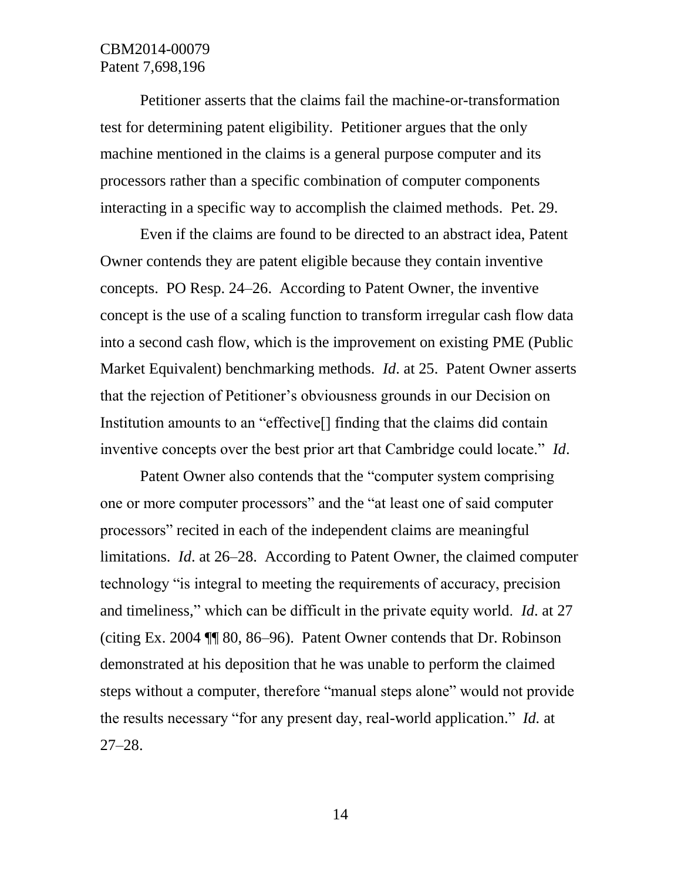Petitioner asserts that the claims fail the machine-or-transformation test for determining patent eligibility. Petitioner argues that the only machine mentioned in the claims is a general purpose computer and its processors rather than a specific combination of computer components interacting in a specific way to accomplish the claimed methods. Pet. 29.

Even if the claims are found to be directed to an abstract idea, Patent Owner contends they are patent eligible because they contain inventive concepts. PO Resp. 24–26. According to Patent Owner, the inventive concept is the use of a scaling function to transform irregular cash flow data into a second cash flow, which is the improvement on existing PME (Public Market Equivalent) benchmarking methods. *Id*. at 25. Patent Owner asserts that the rejection of Petitioner's obviousness grounds in our Decision on Institution amounts to an "effective[] finding that the claims did contain inventive concepts over the best prior art that Cambridge could locate." *Id*.

Patent Owner also contends that the "computer system comprising one or more computer processors" and the "at least one of said computer processors" recited in each of the independent claims are meaningful limitations. *Id*. at 26–28. According to Patent Owner, the claimed computer technology "is integral to meeting the requirements of accuracy, precision and timeliness," which can be difficult in the private equity world. *Id*. at 27 (citing Ex. 2004 ¶¶ 80, 86–96). Patent Owner contends that Dr. Robinson demonstrated at his deposition that he was unable to perform the claimed steps without a computer, therefore "manual steps alone" would not provide the results necessary "for any present day, real-world application." *Id.* at 27–28.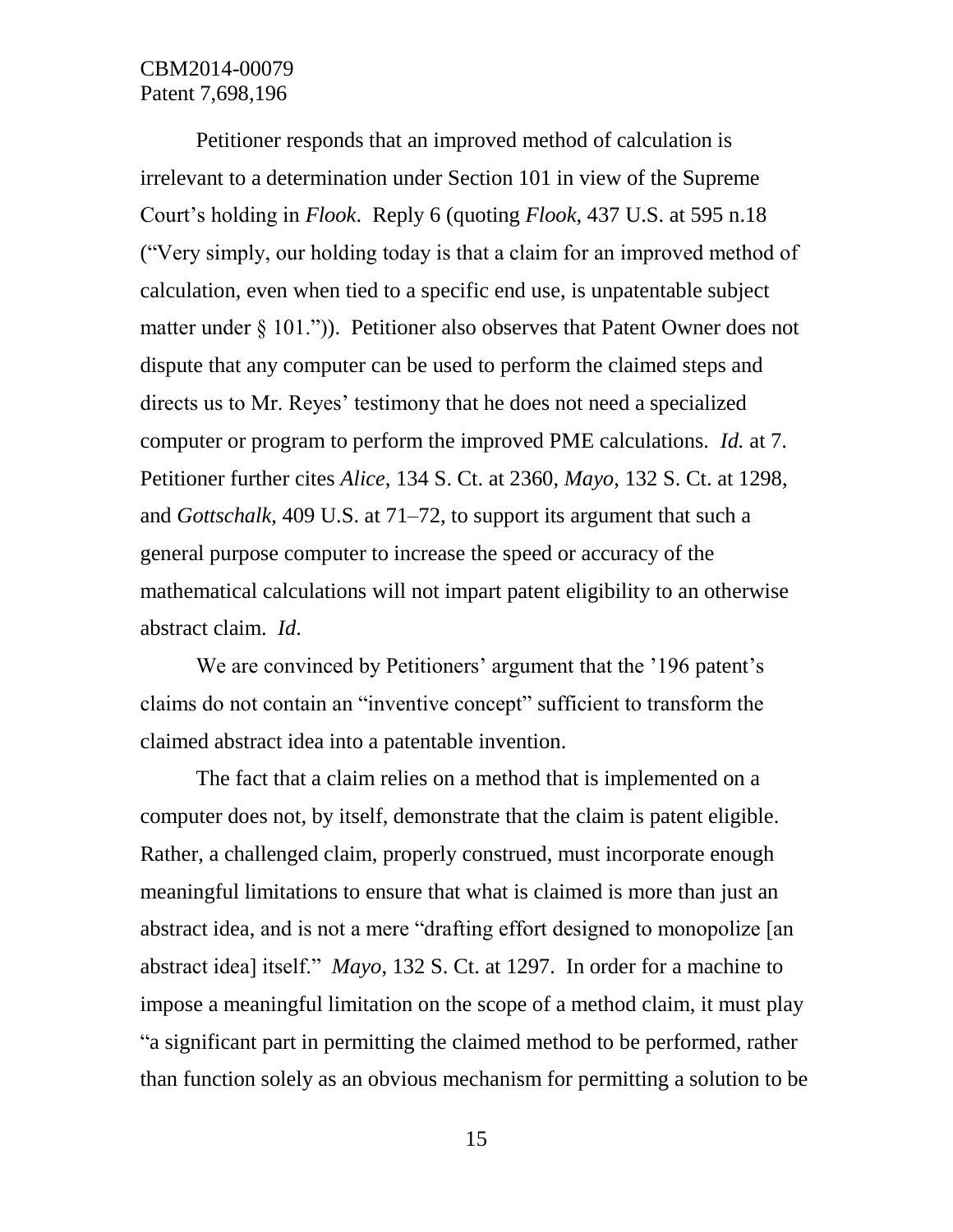Petitioner responds that an improved method of calculation is irrelevant to a determination under Section 101 in view of the Supreme Court's holding in *Flook*. Reply 6 (quoting *Flook*, 437 U.S. at 595 n.18 ("Very simply, our holding today is that a claim for an improved method of calculation, even when tied to a specific end use, is unpatentable subject matter under § 101.")). Petitioner also observes that Patent Owner does not dispute that any computer can be used to perform the claimed steps and directs us to Mr. Reyes' testimony that he does not need a specialized computer or program to perform the improved PME calculations. *Id.* at 7. Petitioner further cites *Alice*, 134 S. Ct. at 2360, *Mayo*, 132 S. Ct. at 1298, and *Gottschalk*, 409 U.S. at 71–72, to support its argument that such a general purpose computer to increase the speed or accuracy of the mathematical calculations will not impart patent eligibility to an otherwise abstract claim. *Id*.

We are convinced by Petitioners' argument that the '196 patent's claims do not contain an "inventive concept" sufficient to transform the claimed abstract idea into a patentable invention.

The fact that a claim relies on a method that is implemented on a computer does not, by itself, demonstrate that the claim is patent eligible. Rather, a challenged claim, properly construed, must incorporate enough meaningful limitations to ensure that what is claimed is more than just an abstract idea, and is not a mere "drafting effort designed to monopolize [an abstract idea] itself." *Mayo*, 132 S. Ct. at 1297. In order for a machine to impose a meaningful limitation on the scope of a method claim, it must play "a significant part in permitting the claimed method to be performed, rather than function solely as an obvious mechanism for permitting a solution to be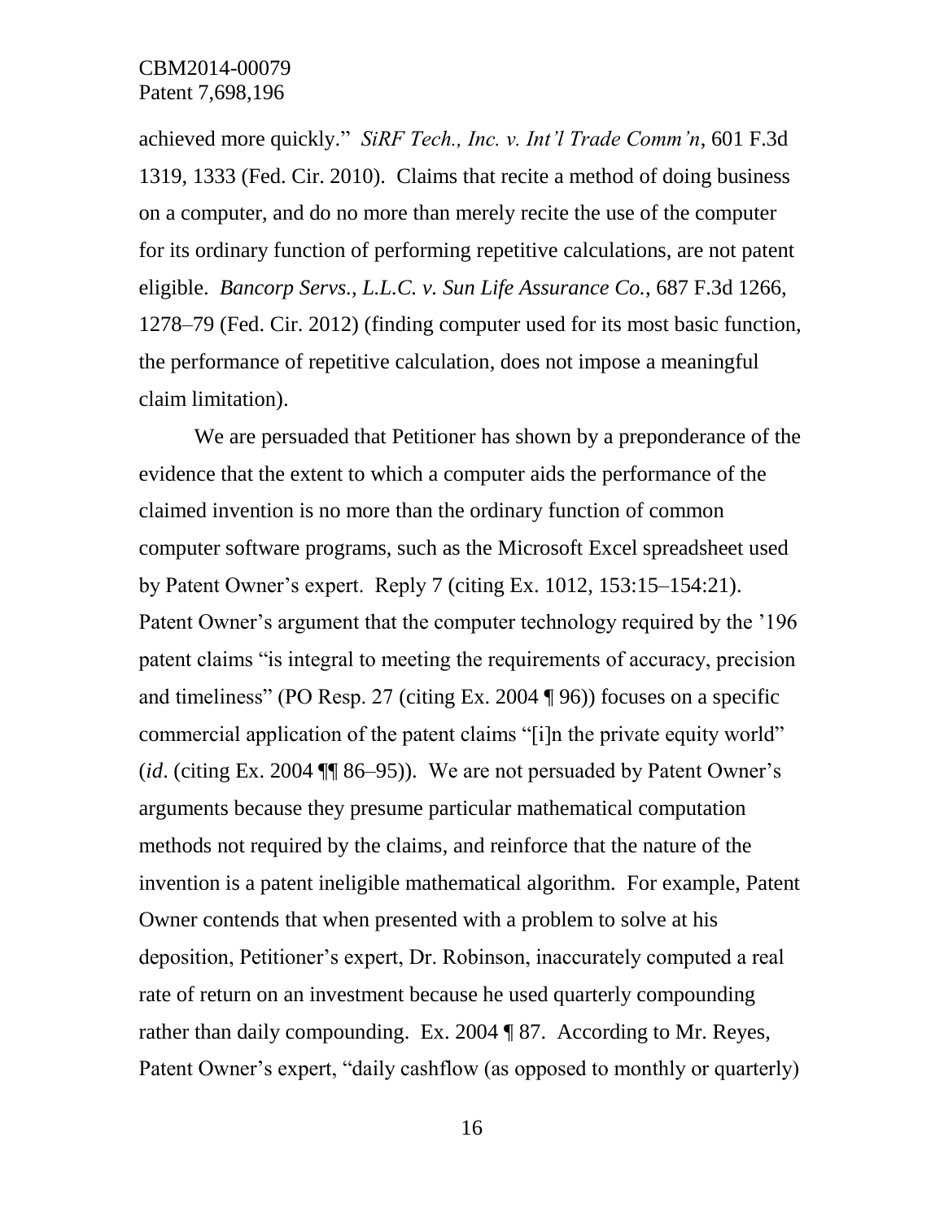achieved more quickly." *SiRF Tech., Inc. v. Int'l Trade Comm'n*, 601 F.3d 1319, 1333 (Fed. Cir. 2010). Claims that recite a method of doing business on a computer, and do no more than merely recite the use of the computer for its ordinary function of performing repetitive calculations, are not patent eligible. *Bancorp Servs., L.L.C. v. Sun Life Assurance Co.*, 687 F.3d 1266, 1278–79 (Fed. Cir. 2012) (finding computer used for its most basic function, the performance of repetitive calculation, does not impose a meaningful claim limitation).

We are persuaded that Petitioner has shown by a preponderance of the evidence that the extent to which a computer aids the performance of the claimed invention is no more than the ordinary function of common computer software programs, such as the Microsoft Excel spreadsheet used by Patent Owner's expert. Reply 7 (citing Ex. 1012, 153:15–154:21). Patent Owner's argument that the computer technology required by the '196 patent claims "is integral to meeting the requirements of accuracy, precision and timeliness" (PO Resp. 27 (citing Ex. 2004 ¶ 96)) focuses on a specific commercial application of the patent claims "[i]n the private equity world" (*id*. (citing Ex. 2004 ¶¶ 86–95)). We are not persuaded by Patent Owner's arguments because they presume particular mathematical computation methods not required by the claims, and reinforce that the nature of the invention is a patent ineligible mathematical algorithm. For example, Patent Owner contends that when presented with a problem to solve at his deposition, Petitioner's expert, Dr. Robinson, inaccurately computed a real rate of return on an investment because he used quarterly compounding rather than daily compounding. Ex. 2004 ¶ 87. According to Mr. Reyes, Patent Owner's expert, "daily cashflow (as opposed to monthly or quarterly)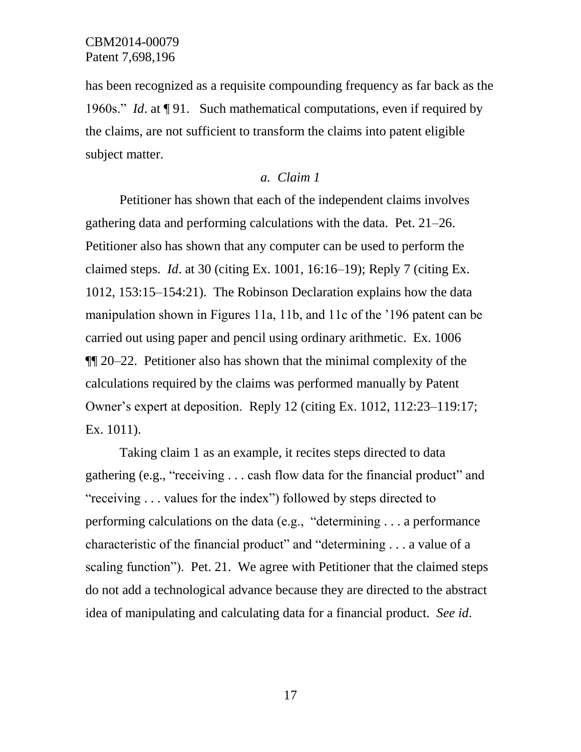has been recognized as a requisite compounding frequency as far back as the 1960s." *Id*. at ¶ 91. Such mathematical computations, even if required by the claims, are not sufficient to transform the claims into patent eligible subject matter.

*a. Claim 1*

Petitioner has shown that each of the independent claims involves gathering data and performing calculations with the data. Pet. 21–26. Petitioner also has shown that any computer can be used to perform the claimed steps. *Id*. at 30 (citing Ex. 1001, 16:16–19); Reply 7 (citing Ex. 1012, 153:15–154:21). The Robinson Declaration explains how the data manipulation shown in Figures 11a, 11b, and 11c of the '196 patent can be carried out using paper and pencil using ordinary arithmetic. Ex. 1006 ¶¶ 20–22. Petitioner also has shown that the minimal complexity of the calculations required by the claims was performed manually by Patent Owner's expert at deposition. Reply 12 (citing Ex. 1012, 112:23–119:17; Ex. 1011).

Taking claim 1 as an example, it recites steps directed to data gathering (e.g., "receiving . . . cash flow data for the financial product" and "receiving . . . values for the index") followed by steps directed to performing calculations on the data (e.g., "determining . . . a performance characteristic of the financial product" and "determining . . . a value of a scaling function"). Pet. 21. We agree with Petitioner that the claimed steps do not add a technological advance because they are directed to the abstract idea of manipulating and calculating data for a financial product. *See id*.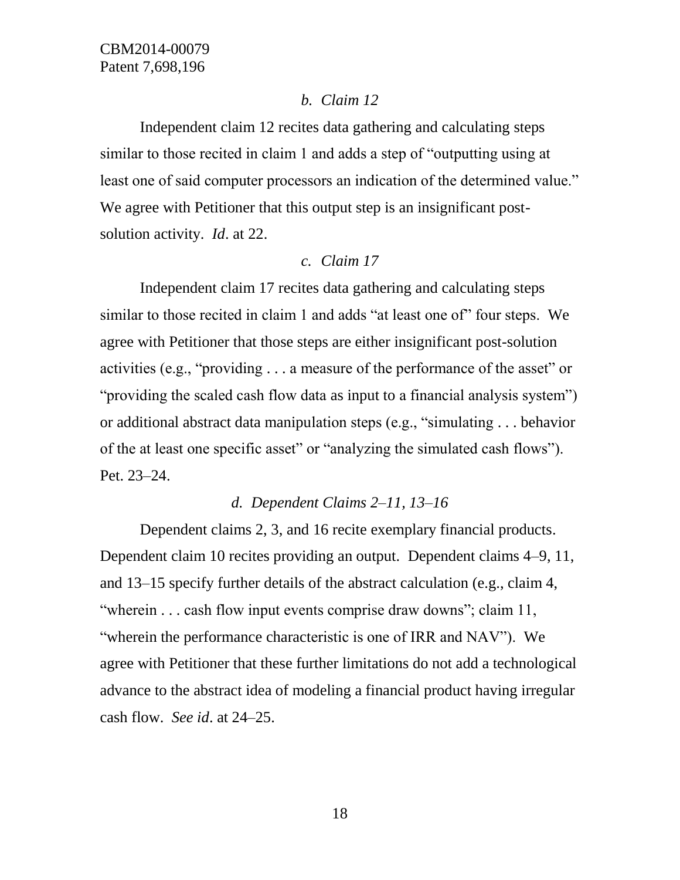### *b. Claim 12*

Independent claim 12 recites data gathering and calculating steps similar to those recited in claim 1 and adds a step of "outputting using at least one of said computer processors an indication of the determined value." We agree with Petitioner that this output step is an insignificant post-solution activity. *Id*. at 22.

### *c. Claim 17*

Independent claim 17 recites data gathering and calculating steps similar to those recited in claim 1 and adds "at least one of" four steps. We agree with Petitioner that those steps are either insignificant post-solution activities (e.g., "providing . . . a measure of the performance of the asset" or "providing the scaled cash flow data as input to a financial analysis system") or additional abstract data manipulation steps (e.g., "simulating . . . behavior of the at least one specific asset" or "analyzing the simulated cash flows"). Pet. 23–24.

### *d. Dependent Claims 2–11, 13–16*

Dependent claims 2, 3, and 16 recite exemplary financial products. Dependent claim 10 recites providing an output. Dependent claims 4–9, 11, and 13–15 specify further details of the abstract calculation (e.g., claim 4, "wherein . . . cash flow input events comprise draw downs"; claim 11, "wherein the performance characteristic is one of IRR and NAV"). We agree with Petitioner that these further limitations do not add a technological advance to the abstract idea of modeling a financial product having irregular cash flow. *See id*. at 24–25.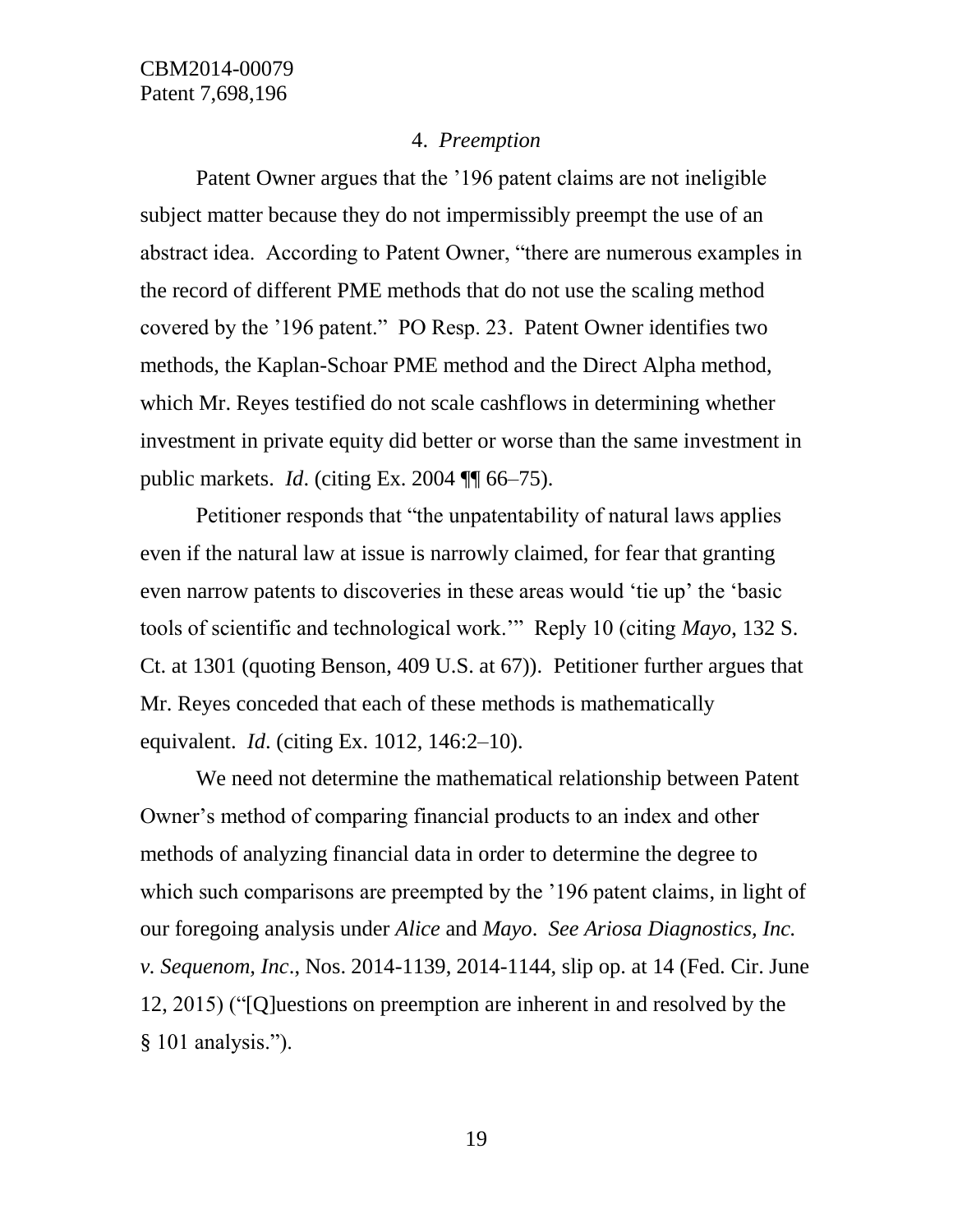### 4. *Preemption*

Patent Owner argues that the ’196 patent claims are not ineligible subject matter because they do not impermissibly preempt the use of an abstract idea. According to Patent Owner, “there are numerous examples in the record of different PME methods that do not use the scaling method covered by the ’196 patent.” PO Resp. 23. Patent Owner identifies two methods, the Kaplan-Schoar PME method and the Direct Alpha method, which Mr. Reyes testified do not scale cashflows in determining whether investment in private equity did better or worse than the same investment in public markets. *Id*. (citing Ex. 2004 ¶¶ 66–75).

Petitioner responds that “the unpatentability of natural laws applies even if the natural law at issue is narrowly claimed, for fear that granting even narrow patents to discoveries in these areas would ‘tie up’ the ‘basic tools of scientific and technological work.’” Reply 10 (citing *Mayo*, 132 S. Ct. at 1301 (quoting Benson, 409 U.S. at 67)). Petitioner further argues that Mr. Reyes conceded that each of these methods is mathematically equivalent. *Id*. (citing Ex. 1012, 146:2–10).

We need not determine the mathematical relationship between Patent Owner’s method of comparing financial products to an index and other methods of analyzing financial data in order to determine the degree to which such comparisons are preempted by the ’196 patent claims, in light of our foregoing analysis under *Alice* and *Mayo*. *See Ariosa Diagnostics, Inc. v. Sequenom, Inc*., Nos. 2014-1139, 2014-1144, slip op. at 14 (Fed. Cir. June 12, 2015) (“[Q]uestions on preemption are inherent in and resolved by the § 101 analysis.”).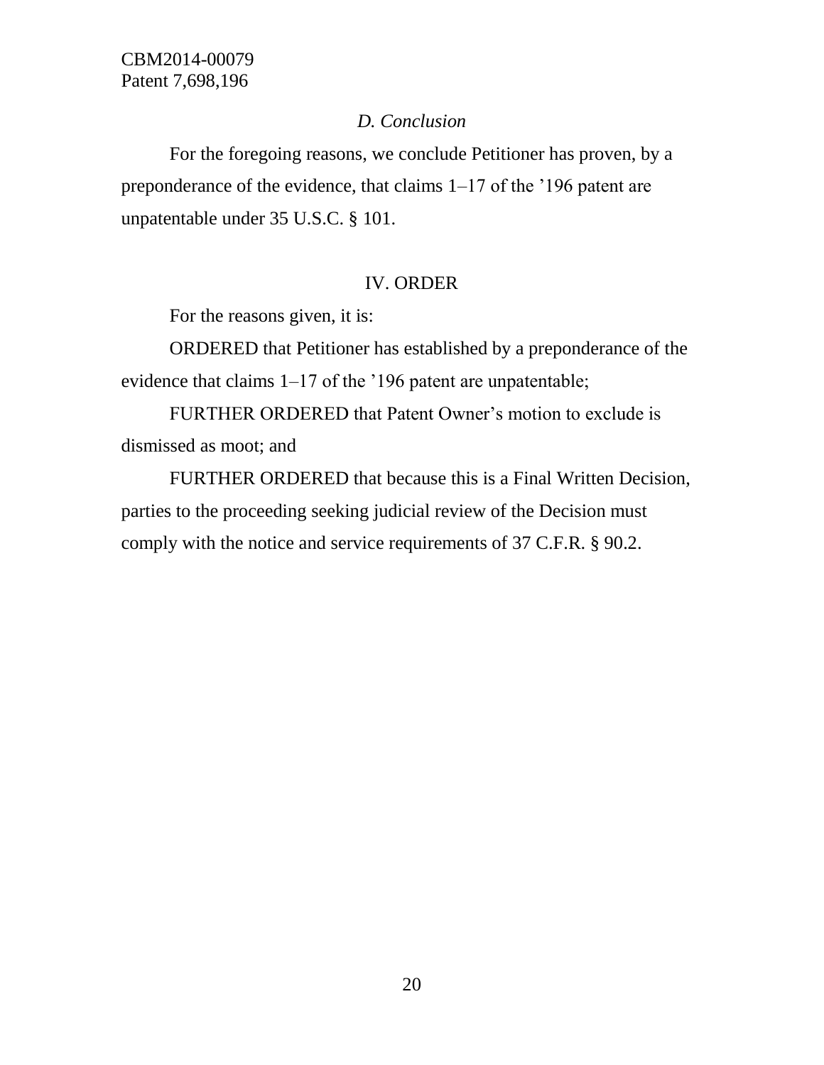### *D. Conclusion*

For the foregoing reasons, we conclude Petitioner has proven, by a preponderance of the evidence, that claims 1–17 of the ’196 patent are unpatentable under 35 U.S.C. § 101.

## IV. ORDER

For the reasons given, it is:

ORDERED that Petitioner has established by a preponderance of the evidence that claims 1–17 of the ’196 patent are unpatentable;

FURTHER ORDERED that Patent Owner’s motion to exclude is dismissed as moot; and

FURTHER ORDERED that because this is a Final Written Decision, parties to the proceeding seeking judicial review of the Decision must comply with the notice and service requirements of 37 C.F.R. § 90.2.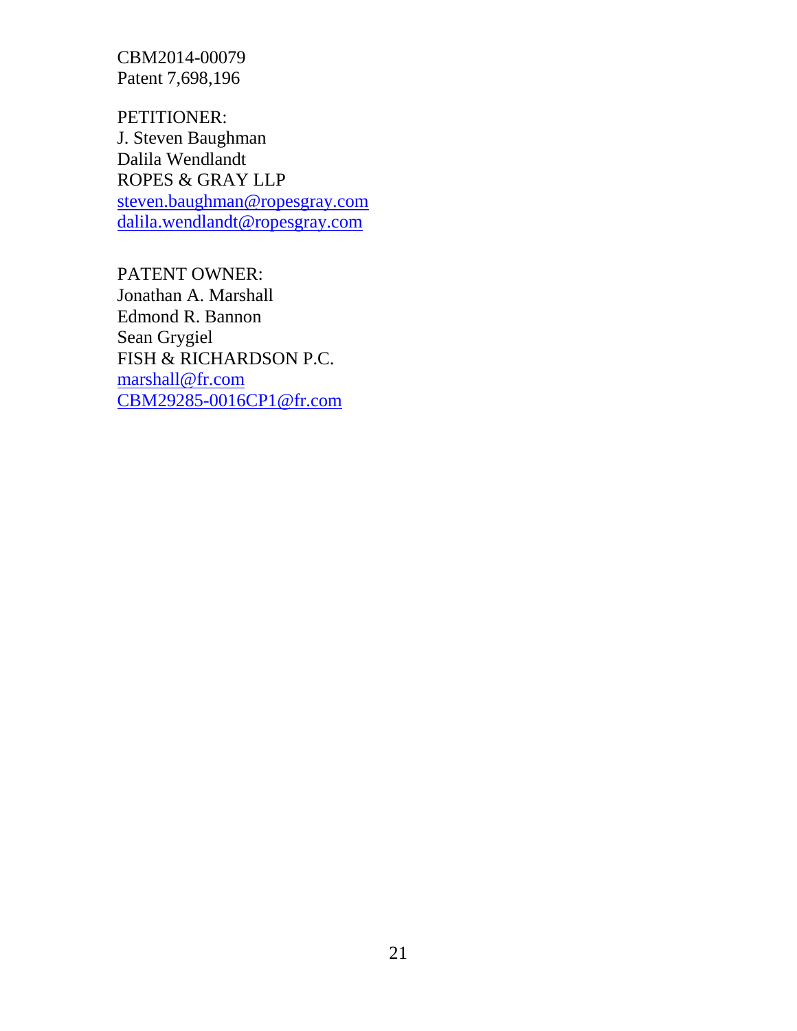CBM2014-00079
Patent 7,698,196

PETITIONER:
J. Steven Baughman
Dalila Wendlandt
ROPES & GRAY LLP
steven.baughman@ropesgray.com
dalila.wendlandt@ropesgray.com

PATENT OWNER:
Jonathan A. Marshall
Edmond R. Bannon
Sean Grygiel
FISH & RICHARDSON P.C.
marshall@fr.com
CBM29285-0016CP1@fr.com